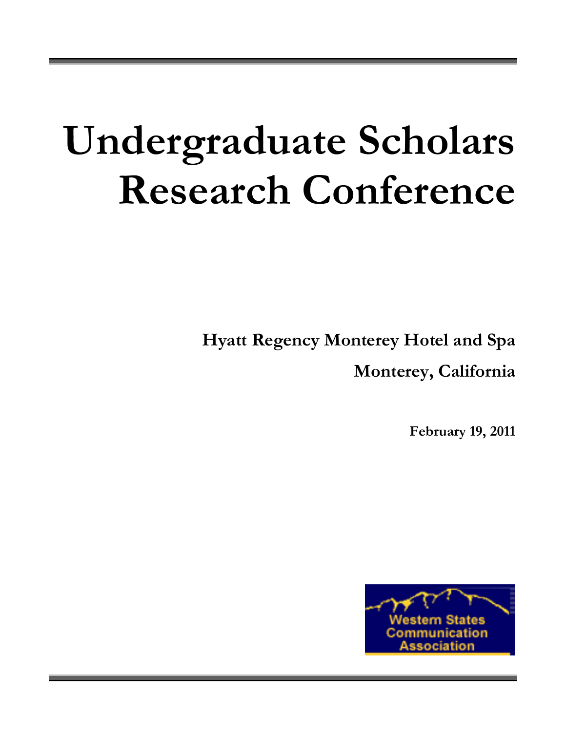# Undergraduate Scholars Research Conference

**Hyatt Regency Monterey Hotel and Spa**

**Monterey, California**

**February 19, 2011**

Western States Communication Association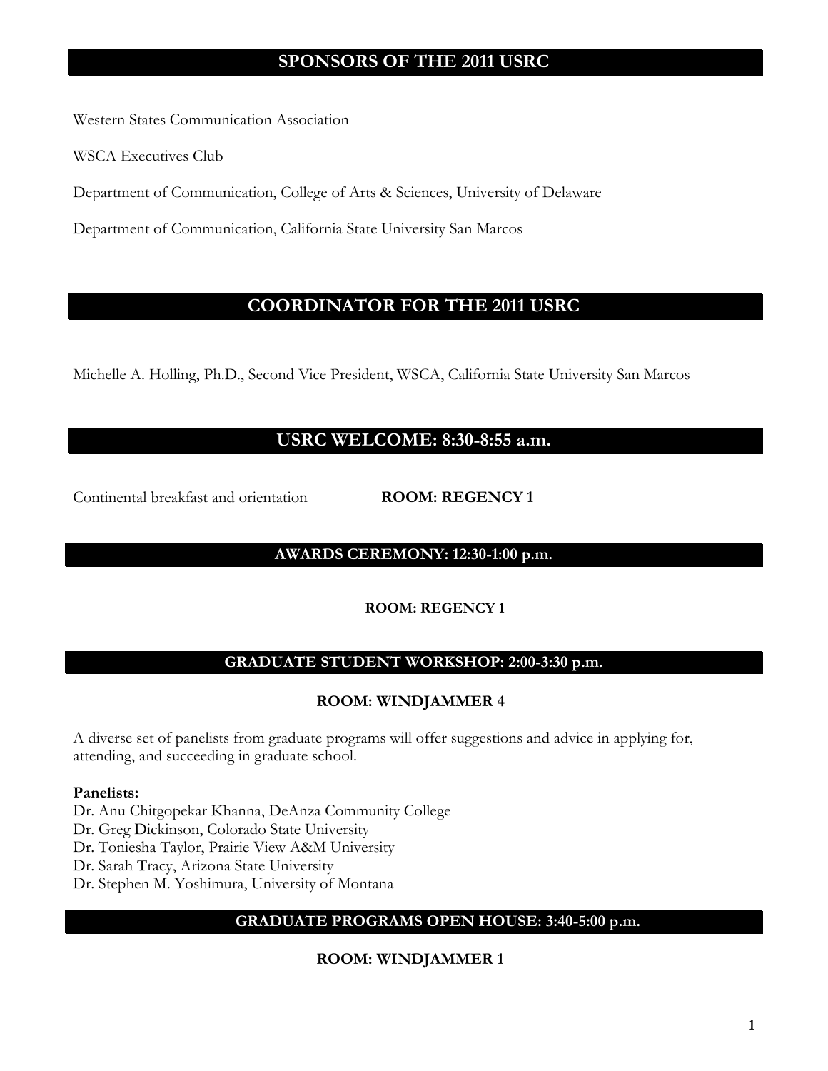## SPONSORS OF THE 2011 USRC

Western States Communication Association

WSCA Executives Club

Department of Communication, College of Arts & Sciences, University of Delaware

Department of Communication, California State University San Marcos

## COORDINATOR FOR THE 2011 USRC

Michelle A. Holling, Ph.D., Second Vice President, WSCA, California State University San Marcos

## USRC WELCOME: 8:30-8:55 a.m.

Continental breakfast and orientation **ROOM: REGENCY 1**

## AWARDS CEREMONY: 12:30-1:00 p.m.

**ROOM: REGENCY 1**

## GRADUATE STUDENT WORKSHOP: 2:00-3:30 p.m.

**ROOM: WINDJAMMER 4**

A diverse set of panelists from graduate programs will offer suggestions and advice in applying for, attending, and succeeding in graduate school.

**Panelists:**

Dr. Anu Chitgopekar Khanna, DeAnza Community College
Dr. Greg Dickinson, Colorado State University
Dr. Toniesha Taylor, Prairie View A&M University
Dr. Sarah Tracy, Arizona State University
Dr. Stephen M. Yoshimura, University of Montana

## GRADUATE PROGRAMS OPEN HOUSE: 3:40-5:00 p.m.

**ROOM: WINDJAMMER 1**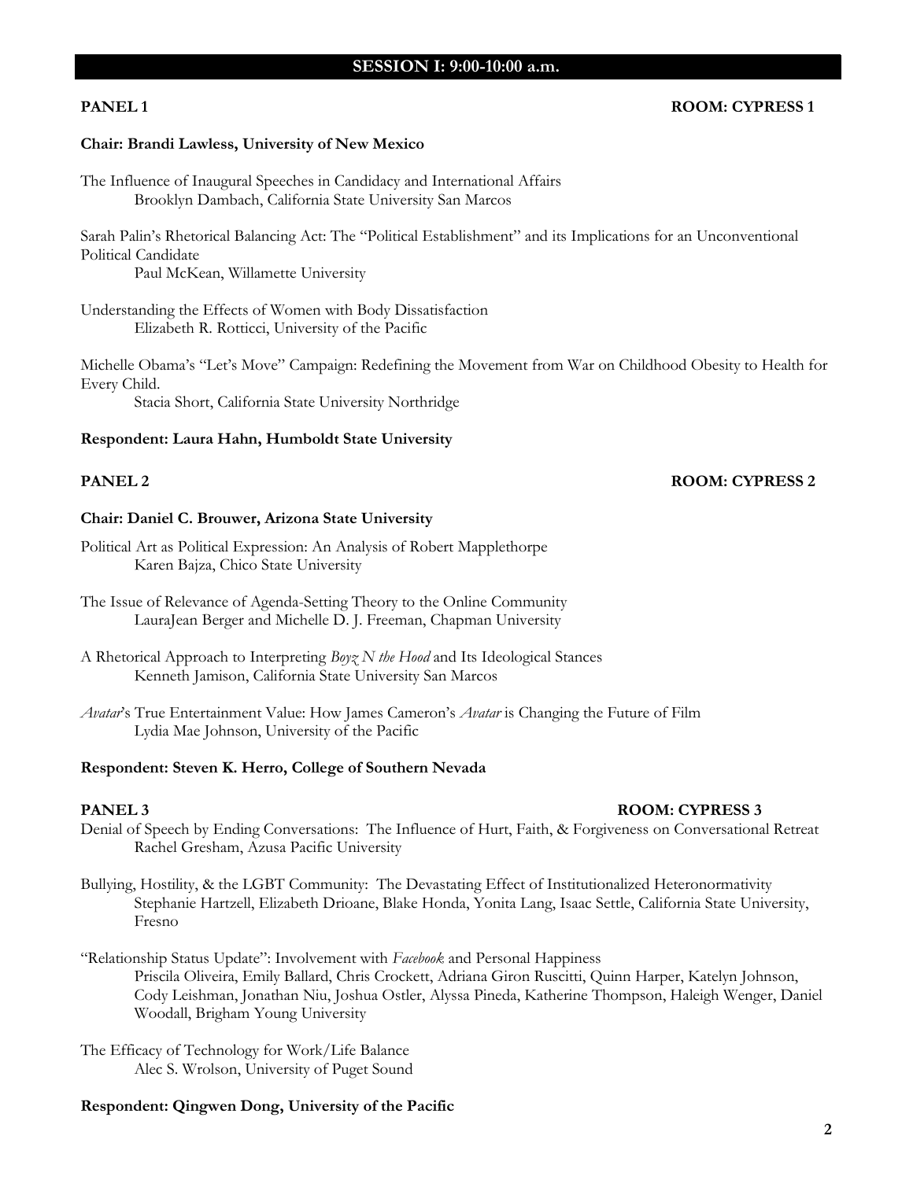## SESSION I: 9:00-10:00 a.m.

**PANEL 1** **ROOM: CYPRESS 1**

**Chair: Brandi Lawless, University of New Mexico**

The Influence of Inaugural Speeches in Candidacy and International Affairs
Brooklyn Dambach, California State University San Marcos

Sarah Palin's Rhetorical Balancing Act: The "Political Establishment" and its Implications for an Unconventional Political Candidate
Paul McKean, Willamette University

Understanding the Effects of Women with Body Dissatisfaction
Elizabeth R. Rotticci, University of the Pacific

Michelle Obama's "Let's Move" Campaign: Redefining the Movement from War on Childhood Obesity to Health for Every Child.
Stacia Short, California State University Northridge

**Respondent: Laura Hahn, Humboldt State University**

**PANEL 2** **ROOM: CYPRESS 2**

**Chair: Daniel C. Brouwer, Arizona State University**

Political Art as Political Expression: An Analysis of Robert Mapplethorpe
Karen Bajza, Chico State University

The Issue of Relevance of Agenda-Setting Theory to the Online Community
LauraJean Berger and Michelle D. J. Freeman, Chapman University

A Rhetorical Approach to Interpreting *Boyz N the Hood* and Its Ideological Stances
Kenneth Jamison, California State University San Marcos

*Avatar*'s True Entertainment Value: How James Cameron's *Avatar* is Changing the Future of Film
Lydia Mae Johnson, University of the Pacific

**Respondent: Steven K. Herro, College of Southern Nevada**

**PANEL 3** **ROOM: CYPRESS 3**

Denial of Speech by Ending Conversations: The Influence of Hurt, Faith, & Forgiveness on Conversational Retreat
Rachel Gresham, Azusa Pacific University

Bullying, Hostility, & the LGBT Community: The Devastating Effect of Institutionalized Heteronormativity
Stephanie Hartzell, Elizabeth Drioane, Blake Honda, Yonita Lang, Isaac Settle, California State University, Fresno

"Relationship Status Update": Involvement with *Facebook* and Personal Happiness
Priscila Oliveira, Emily Ballard, Chris Crockett, Adriana Giron Ruscitti, Quinn Harper, Katelyn Johnson, Cody Leishman, Jonathan Niu, Joshua Ostler, Alyssa Pineda, Katherine Thompson, Haleigh Wenger, Daniel Woodall, Brigham Young University

The Efficacy of Technology for Work/Life Balance
Alec S. Wrolson, University of Puget Sound

**Respondent: Qingwen Dong, University of the Pacific**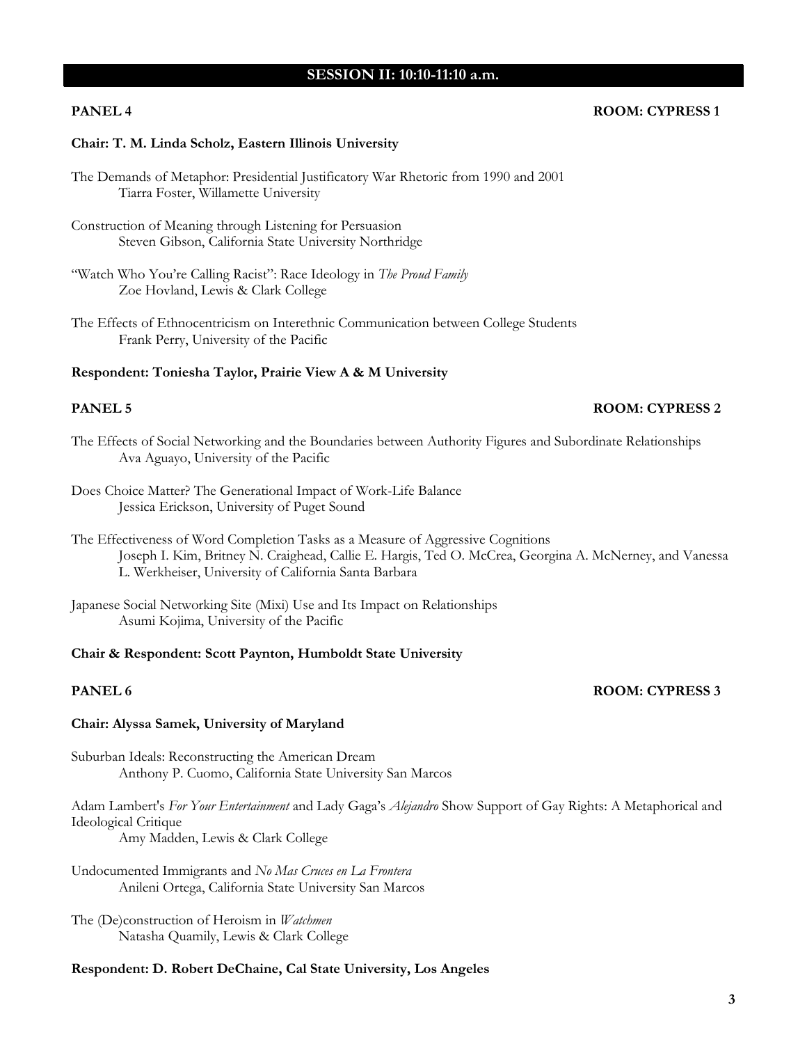## SESSION II: 10:10-11:10 a.m.

**PANEL 4** **ROOM: CYPRESS 1**

**Chair: T. M. Linda Scholz, Eastern Illinois University**

The Demands of Metaphor: Presidential Justificatory War Rhetoric from 1990 and 2001
Tiarra Foster, Willamette University

Construction of Meaning through Listening for Persuasion
Steven Gibson, California State University Northridge

"Watch Who You're Calling Racist": Race Ideology in *The Proud Family*
Zoe Hovland, Lewis & Clark College

The Effects of Ethnocentricism on Interethnic Communication between College Students
Frank Perry, University of the Pacific

**Respondent: Toniesha Taylor, Prairie View A & M University**

**PANEL 5** **ROOM: CYPRESS 2**

The Effects of Social Networking and the Boundaries between Authority Figures and Subordinate Relationships
Ava Aguayo, University of the Pacific

Does Choice Matter? The Generational Impact of Work-Life Balance
Jessica Erickson, University of Puget Sound

The Effectiveness of Word Completion Tasks as a Measure of Aggressive Cognitions
Joseph I. Kim, Britney N. Craighead, Callie E. Hargis, Ted O. McCrea, Georgina A. McNerney, and Vanessa L. Werkheiser, University of California Santa Barbara

Japanese Social Networking Site (Mixi) Use and Its Impact on Relationships
Asumi Kojima, University of the Pacific

**Chair & Respondent: Scott Paynton, Humboldt State University**

**PANEL 6** **ROOM: CYPRESS 3**

**Chair: Alyssa Samek, University of Maryland**

Suburban Ideals: Reconstructing the American Dream
Anthony P. Cuomo, California State University San Marcos

Adam Lambert's *For Your Entertainment* and Lady Gaga's *Alejandro* Show Support of Gay Rights: A Metaphorical and Ideological Critique
Amy Madden, Lewis & Clark College

Undocumented Immigrants and *No Mas Cruces en La Frontera*
Anileni Ortega, California State University San Marcos

The (De)construction of Heroism in *Watchmen*
Natasha Quamily, Lewis & Clark College

**Respondent: D. Robert DeChaine, Cal State University, Los Angeles**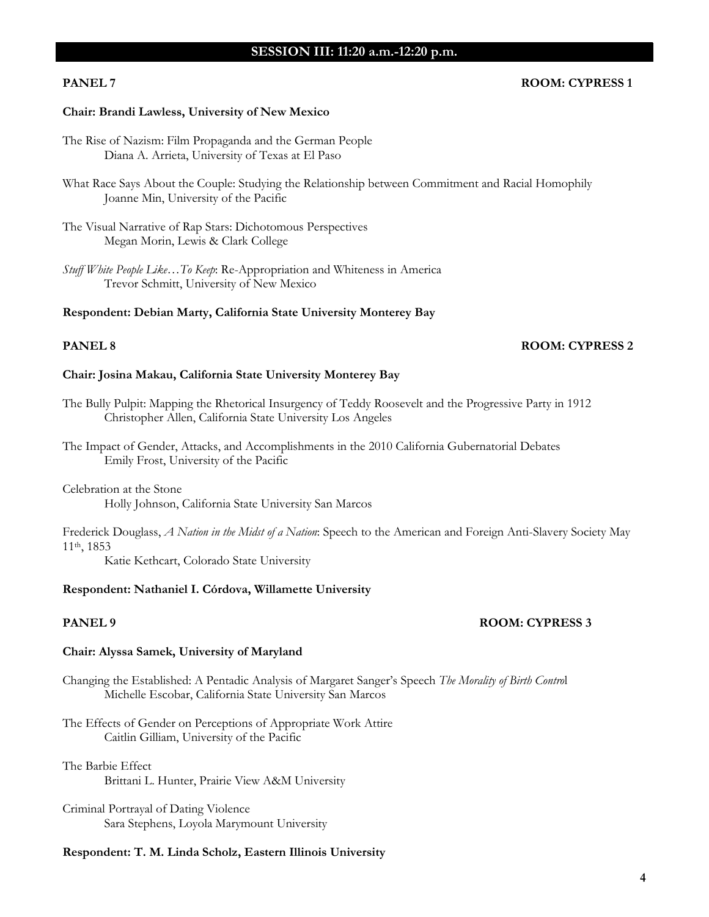## SESSION III: 11:20 a.m.-12:20 p.m.

**PANEL 7** **ROOM: CYPRESS 1**

**Chair: Brandi Lawless, University of New Mexico**

The Rise of Nazism: Film Propaganda and the German People
Diana A. Arrieta, University of Texas at El Paso

What Race Says About the Couple: Studying the Relationship between Commitment and Racial Homophily
Joanne Min, University of the Pacific

The Visual Narrative of Rap Stars: Dichotomous Perspectives
Megan Morin, Lewis & Clark College

*Stuff White People Like…To Keep*: Re-Appropriation and Whiteness in America
Trevor Schmitt, University of New Mexico

**Respondent: Debian Marty, California State University Monterey Bay**

**PANEL 8** **ROOM: CYPRESS 2**

**Chair: Josina Makau, California State University Monterey Bay**

The Bully Pulpit: Mapping the Rhetorical Insurgency of Teddy Roosevelt and the Progressive Party in 1912
Christopher Allen, California State University Los Angeles

The Impact of Gender, Attacks, and Accomplishments in the 2010 California Gubernatorial Debates
Emily Frost, University of the Pacific

Celebration at the Stone
Holly Johnson, California State University San Marcos

Frederick Douglass, *A Nation in the Midst of a Nation*: Speech to the American and Foreign Anti-Slavery Society May 11th, 1853
Katie Kethcart, Colorado State University

**Respondent: Nathaniel I. Córdova, Willamette University**

**PANEL 9** **ROOM: CYPRESS 3**

**Chair: Alyssa Samek, University of Maryland**

Changing the Established: A Pentadic Analysis of Margaret Sanger's Speech *The Morality of Birth Control*
Michelle Escobar, California State University San Marcos

The Effects of Gender on Perceptions of Appropriate Work Attire
Caitlin Gilliam, University of the Pacific

The Barbie Effect
Brittani L. Hunter, Prairie View A&M University

Criminal Portrayal of Dating Violence
Sara Stephens, Loyola Marymount University

**Respondent: T. M. Linda Scholz, Eastern Illinois University**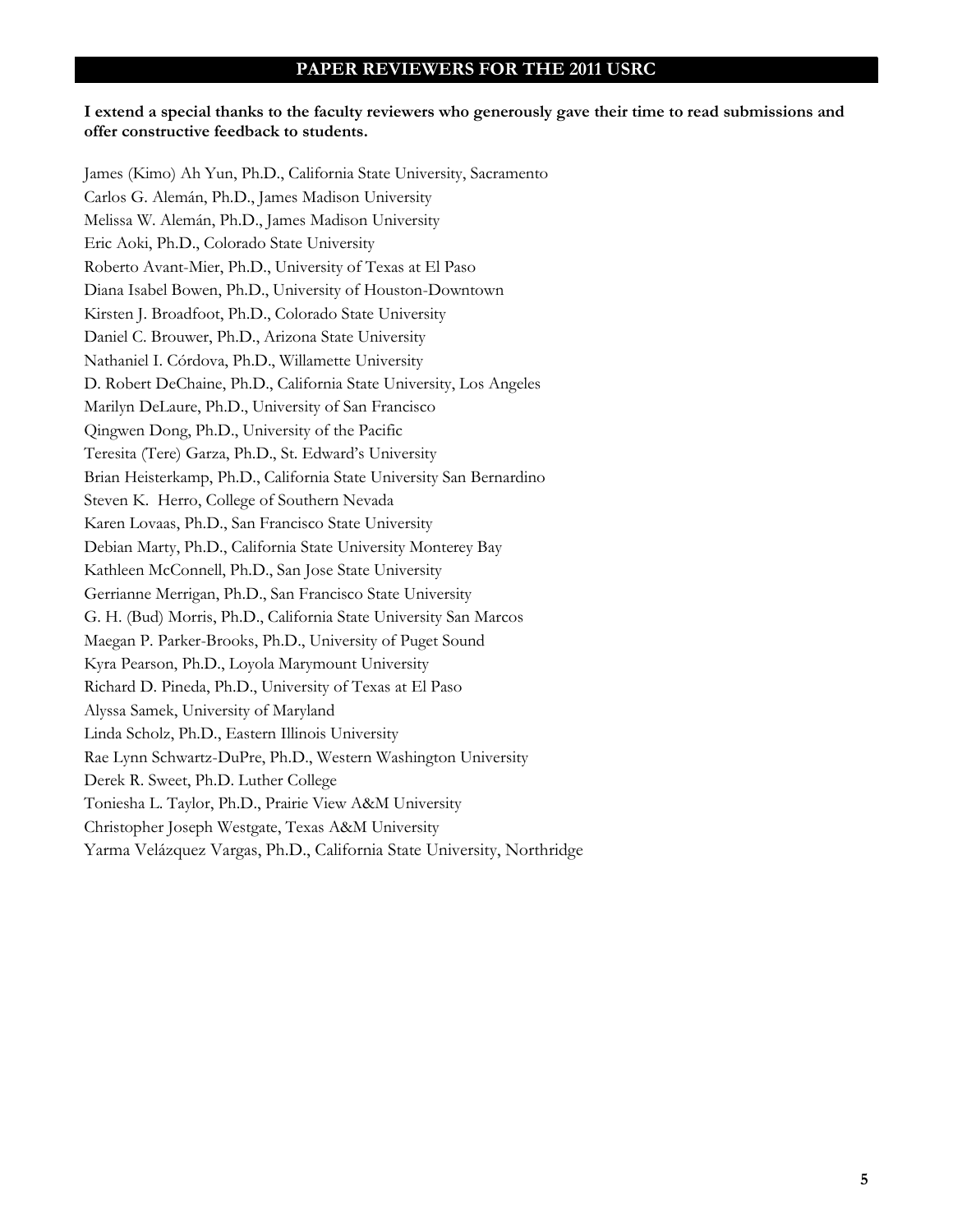## PAPER REVIEWERS FOR THE 2011 USRC

**I extend a special thanks to the faculty reviewers who generously gave their time to read submissions and offer constructive feedback to students.**

James (Kimo) Ah Yun, Ph.D., California State University, Sacramento
Carlos G. Alemán, Ph.D., James Madison University
Melissa W. Alemán, Ph.D., James Madison University
Eric Aoki, Ph.D., Colorado State University
Roberto Avant-Mier, Ph.D., University of Texas at El Paso
Diana Isabel Bowen, Ph.D., University of Houston-Downtown
Kirsten J. Broadfoot, Ph.D., Colorado State University
Daniel C. Brouwer, Ph.D., Arizona State University
Nathaniel I. Córdova, Ph.D., Willamette University
D. Robert DeChaine, Ph.D., California State University, Los Angeles
Marilyn DeLaure, Ph.D., University of San Francisco
Qingwen Dong, Ph.D., University of the Pacific
Teresita (Tere) Garza, Ph.D., St. Edward's University
Brian Heisterkamp, Ph.D., California State University San Bernardino
Steven K. Herro, College of Southern Nevada
Karen Lovaas, Ph.D., San Francisco State University
Debian Marty, Ph.D., California State University Monterey Bay
Kathleen McConnell, Ph.D., San Jose State University
Gerrianne Merrigan, Ph.D., San Francisco State University
G. H. (Bud) Morris, Ph.D., California State University San Marcos
Maegan P. Parker-Brooks, Ph.D., University of Puget Sound
Kyra Pearson, Ph.D., Loyola Marymount University
Richard D. Pineda, Ph.D., University of Texas at El Paso
Alyssa Samek, University of Maryland
Linda Scholz, Ph.D., Eastern Illinois University
Rae Lynn Schwartz-DuPre, Ph.D., Western Washington University
Derek R. Sweet, Ph.D. Luther College
Toniesha L. Taylor, Ph.D., Prairie View A&M University
Christopher Joseph Westgate, Texas A&M University
Yarma Velázquez Vargas, Ph.D., California State University, Northridge